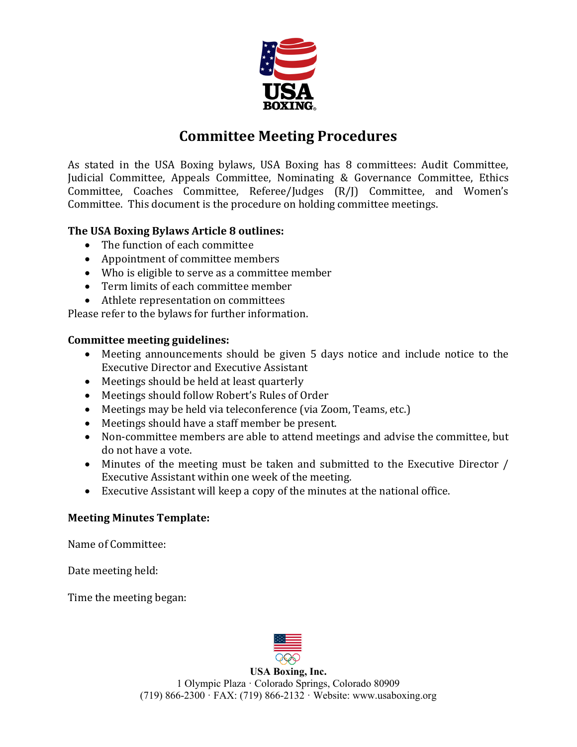# Committee Meeting Procedures

As stated in the USA Boxing bylaws, USA Boxing has 8 committees: Audit Committee, Judicial Committee, Appeals Committee, Nominating & Governance Committee, Ethics Committee, Coaches Committee, Referee/Judges (R/J) Committee, and Women's Committee. This document is the procedure on holding committee meetings.

**The USA Boxing Bylaws Article 8 outlines:**

- The function of each committee
- Appointment of committee members
- Who is eligible to serve as a committee member
- Term limits of each committee member
- Athlete representation on committees

Please refer to the bylaws for further information.

**Committee meeting guidelines:**

- Meeting announcements should be given 5 days notice and include notice to the Executive Director and Executive Assistant
- Meetings should be held at least quarterly
- Meetings should follow Robert's Rules of Order
- Meetings may be held via teleconference (via Zoom, Teams, etc.)
- Meetings should have a staff member be present.
- Non-committee members are able to attend meetings and advise the committee, but do not have a vote.
- Minutes of the meeting must be taken and submitted to the Executive Director / Executive Assistant within one week of the meeting.
- Executive Assistant will keep a copy of the minutes at the national office.

**Meeting Minutes Template:**

Name of Committee:

Date meeting held:

Time the meeting began: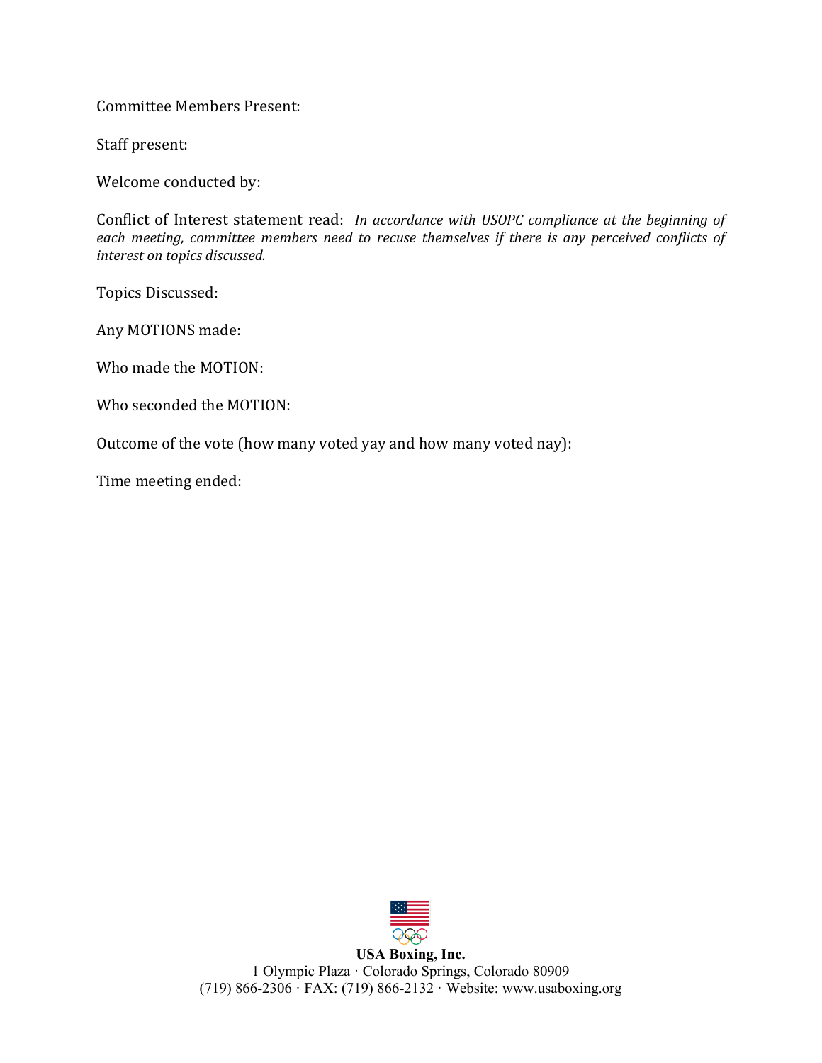Committee Members Present:

Staff present:

Welcome conducted by:

Conflict of Interest statement read: *In accordance with USOPC compliance at the beginning of each meeting, committee members need to recuse themselves if there is any perceived conflicts of interest on topics discussed.*

Topics Discussed:

Any MOTIONS made:

Who made the MOTION:

Who seconded the MOTION:

Outcome of the vote (how many voted yay and how many voted nay):

Time meeting ended:

**USA Boxing, Inc.**
1 Olympic Plaza · Colorado Springs, Colorado 80909
(719) 866-2306 · FAX: (719) 866-2132 · Website: www.usaboxing.org